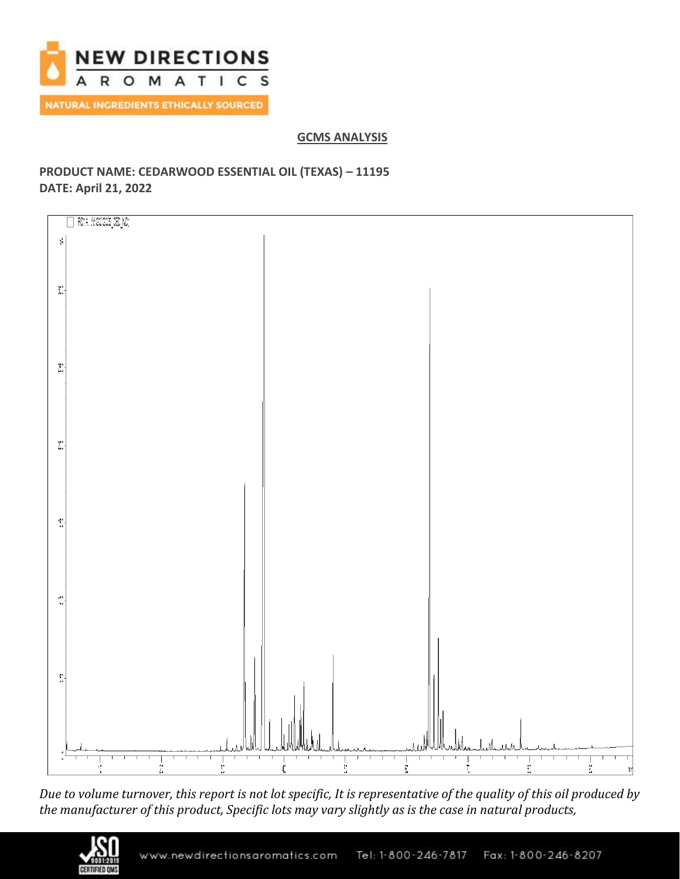## GCMS ANALYSIS

**PRODUCT NAME: CEDARWOOD ESSENTIAL OIL (TEXAS) – 11195**
**DATE: April 21, 2022**

*Due to volume turnover, this report is not lot specific, It is representative of the quality of this oil produced by the manufacturer of this product, Specific lots may vary slightly as is the case in natural products,*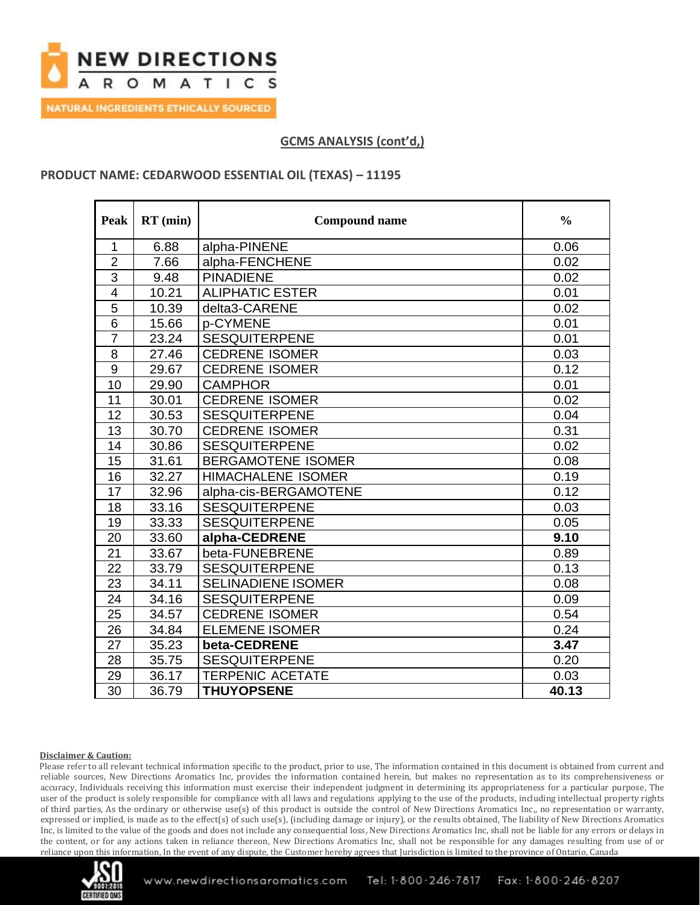## GCMS ANALYSIS (cont'd,)

**PRODUCT NAME: CEDARWOOD ESSENTIAL OIL (TEXAS) – 11195**

| Peak | RT (min) | Compound name | % |
|---|---|---|---|
| 1 | 6.88 | alpha-PINENE | 0.06 |
| 2 | 7.66 | alpha-FENCHENE | 0.02 |
| 3 | 9.48 | PINADIENE | 0.02 |
| 4 | 10.21 | ALIPHATIC ESTER | 0.01 |
| 5 | 10.39 | delta3-CARENE | 0.02 |
| 6 | 15.66 | p-CYMENE | 0.01 |
| 7 | 23.24 | SESQUITERPENE | 0.01 |
| 8 | 27.46 | CEDRENE ISOMER | 0.03 |
| 9 | 29.67 | CEDRENE ISOMER | 0.12 |
| 10 | 29.90 | CAMPHOR | 0.01 |
| 11 | 30.01 | CEDRENE ISOMER | 0.02 |
| 12 | 30.53 | SESQUITERPENE | 0.04 |
| 13 | 30.70 | CEDRENE ISOMER | 0.31 |
| 14 | 30.86 | SESQUITERPENE | 0.02 |
| 15 | 31.61 | BERGAMOTENE ISOMER | 0.08 |
| 16 | 32.27 | HIMACHALENE ISOMER | 0.19 |
| 17 | 32.96 | alpha-cis-BERGAMOTENE | 0.12 |
| 18 | 33.16 | SESQUITERPENE | 0.03 |
| 19 | 33.33 | SESQUITERPENE | 0.05 |
| 20 | 33.60 | **alpha-CEDRENE** | **9.10** |
| 21 | 33.67 | beta-FUNEBRENE | 0.89 |
| 22 | 33.79 | SESQUITERPENE | 0.13 |
| 23 | 34.11 | SELINADIENE ISOMER | 0.08 |
| 24 | 34.16 | SESQUITERPENE | 0.09 |
| 25 | 34.57 | CEDRENE ISOMER | 0.54 |
| 26 | 34.84 | ELEMENE ISOMER | 0.24 |
| 27 | 35.23 | **beta-CEDRENE** | **3.47** |
| 28 | 35.75 | SESQUITERPENE | 0.20 |
| 29 | 36.17 | TERPENIC ACETATE | 0.03 |
| 30 | 36.79 | **THUYOPSENE** | **40.13** |

**Disclaimer & Caution:**

Please refer to all relevant technical information specific to the product, prior to use, The information contained in this document is obtained from current and reliable sources, New Directions Aromatics Inc, provides the information contained herein, but makes no representation as to its comprehensiveness or accuracy, Individuals receiving this information must exercise their independent judgment in determining its appropriateness for a particular purpose, The user of the product is solely responsible for compliance with all laws and regulations applying to the use of the products, including intellectual property rights of third parties, As the ordinary or otherwise use(s) of this product is outside the control of New Directions Aromatics Inc,, no representation or warranty, expressed or implied, is made as to the effect(s) of such use(s), (including damage or injury), or the results obtained, The liability of New Directions Aromatics Inc, is limited to the value of the goods and does not include any consequential loss, New Directions Aromatics Inc, shall not be liable for any errors or delays in the content, or for any actions taken in reliance thereon, New Directions Aromatics Inc, shall not be responsible for any damages resulting from use of or reliance upon this information, In the event of any dispute, the Customer hereby agrees that Jurisdiction is limited to the province of Ontario, Canada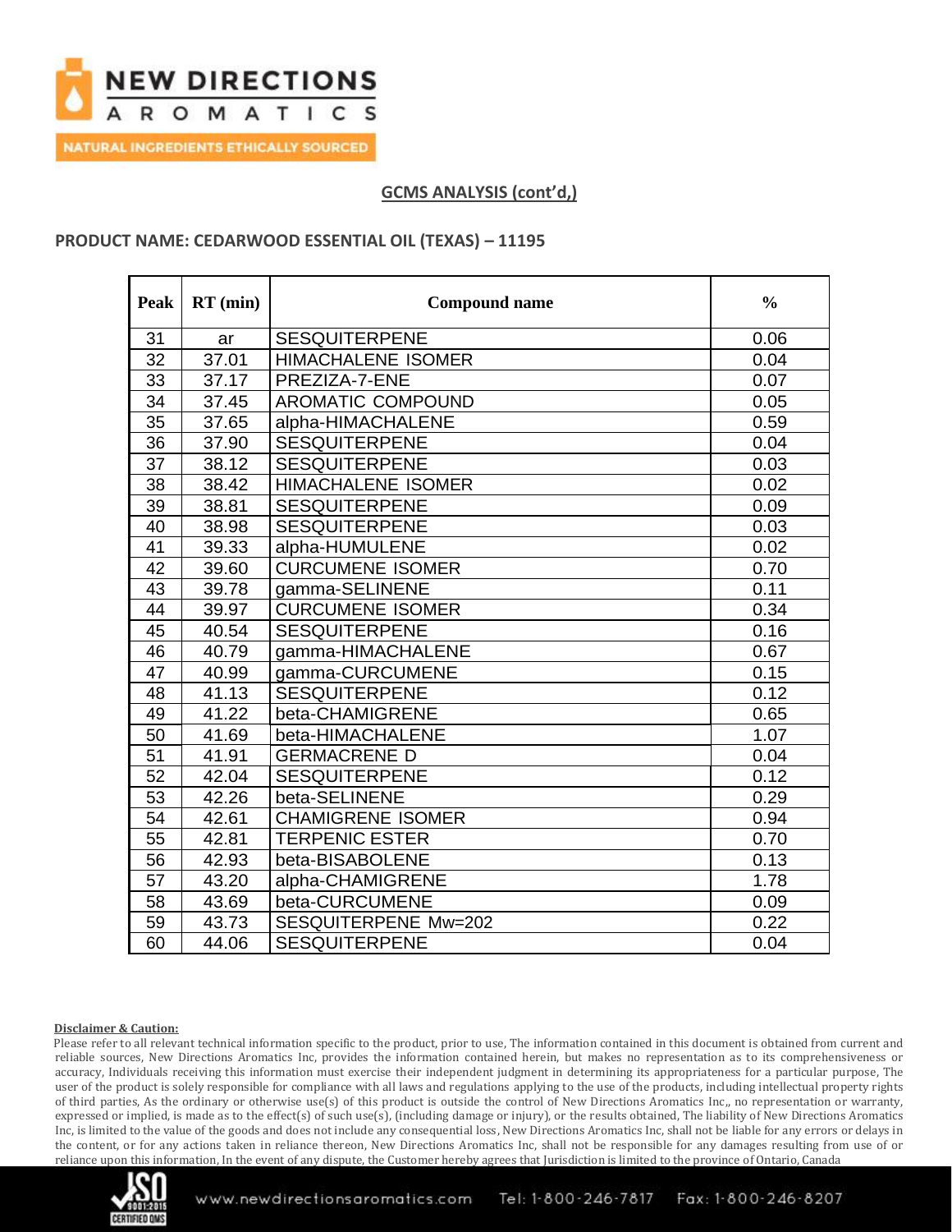NEW DIRECTIONS AROMATICS

NATURAL INGREDIENTS ETHICALLY SOURCED

## GCMS ANALYSIS (cont'd,)

### PRODUCT NAME: CEDARWOOD ESSENTIAL OIL (TEXAS) – 11195

| Peak | RT (min) | Compound name | % |
|---|---|---|---|
| 31 | ar | SESQUITERPENE | 0.06 |
| 32 | 37.01 | HIMACHALENE ISOMER | 0.04 |
| 33 | 37.17 | PREZIZA-7-ENE | 0.07 |
| 34 | 37.45 | AROMATIC COMPOUND | 0.05 |
| 35 | 37.65 | alpha-HIMACHALENE | 0.59 |
| 36 | 37.90 | SESQUITERPENE | 0.04 |
| 37 | 38.12 | SESQUITERPENE | 0.03 |
| 38 | 38.42 | HIMACHALENE ISOMER | 0.02 |
| 39 | 38.81 | SESQUITERPENE | 0.09 |
| 40 | 38.98 | SESQUITERPENE | 0.03 |
| 41 | 39.33 | alpha-HUMULENE | 0.02 |
| 42 | 39.60 | CURCUMENE ISOMER | 0.70 |
| 43 | 39.78 | gamma-SELINENE | 0.11 |
| 44 | 39.97 | CURCUMENE ISOMER | 0.34 |
| 45 | 40.54 | SESQUITERPENE | 0.16 |
| 46 | 40.79 | gamma-HIMACHALENE | 0.67 |
| 47 | 40.99 | gamma-CURCUMENE | 0.15 |
| 48 | 41.13 | SESQUITERPENE | 0.12 |
| 49 | 41.22 | beta-CHAMIGRENE | 0.65 |
| 50 | 41.69 | beta-HIMACHALENE | 1.07 |
| 51 | 41.91 | GERMACRENE D | 0.04 |
| 52 | 42.04 | SESQUITERPENE | 0.12 |
| 53 | 42.26 | beta-SELINENE | 0.29 |
| 54 | 42.61 | CHAMIGRENE ISOMER | 0.94 |
| 55 | 42.81 | TERPENIC ESTER | 0.70 |
| 56 | 42.93 | beta-BISABOLENE | 0.13 |
| 57 | 43.20 | alpha-CHAMIGRENE | 1.78 |
| 58 | 43.69 | beta-CURCUMENE | 0.09 |
| 59 | 43.73 | SESQUITERPENE Mw=202 | 0.22 |
| 60 | 44.06 | SESQUITERPENE | 0.04 |

**Disclaimer & Caution:**

Please refer to all relevant technical information specific to the product, prior to use, The information contained in this document is obtained from current and reliable sources, New Directions Aromatics Inc, provides the information contained herein, but makes no representation as to its comprehensiveness or accuracy, Individuals receiving this information must exercise their independent judgment in determining its appropriateness for a particular purpose, The user of the product is solely responsible for compliance with all laws and regulations applying to the use of the products, including intellectual property rights of third parties, As the ordinary or otherwise use(s) of this product is outside the control of New Directions Aromatics Inc,, no representation or warranty, expressed or implied, is made as to the effect(s) of such use(s), (including damage or injury), or the results obtained, The liability of New Directions Aromatics Inc, is limited to the value of the goods and does not include any consequential loss, New Directions Aromatics Inc, shall not be liable for any errors or delays in the content, or for any actions taken in reliance thereon, New Directions Aromatics Inc, shall not be responsible for any damages resulting from use of or reliance upon this information, In the event of any dispute, the Customer hereby agrees that Jurisdiction is limited to the province of Ontario, Canada

www.newdirectionsaromatics.com Tel: 1-800-246-7817 Fax: 1-800-246-8207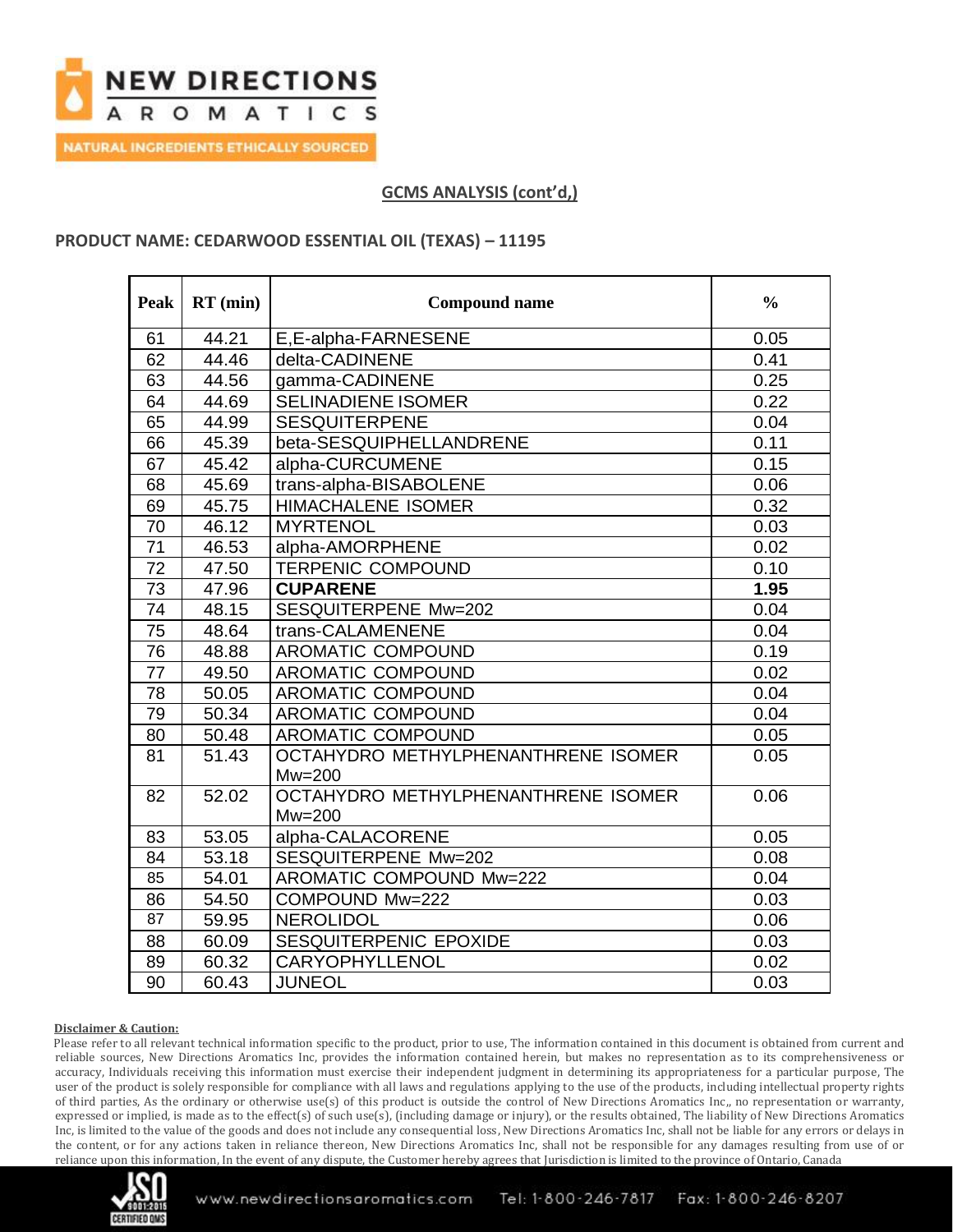## GCMS ANALYSIS (cont'd,)

**PRODUCT NAME: CEDARWOOD ESSENTIAL OIL (TEXAS) – 11195**

| Peak | RT (min) | Compound name | % |
|---|---|---|---|
| 61 | 44.21 | E,E-alpha-FARNESENE | 0.05 |
| 62 | 44.46 | delta-CADINENE | 0.41 |
| 63 | 44.56 | gamma-CADINENE | 0.25 |
| 64 | 44.69 | SELINADIENE ISOMER | 0.22 |
| 65 | 44.99 | SESQUITERPENE | 0.04 |
| 66 | 45.39 | beta-SESQUIPHELLANDRENE | 0.11 |
| 67 | 45.42 | alpha-CURCUMENE | 0.15 |
| 68 | 45.69 | trans-alpha-BISABOLENE | 0.06 |
| 69 | 45.75 | HIMACHALENE ISOMER | 0.32 |
| 70 | 46.12 | MYRTENOL | 0.03 |
| 71 | 46.53 | alpha-AMORPHENE | 0.02 |
| 72 | 47.50 | TERPENIC COMPOUND | 0.10 |
| 73 | 47.96 | **CUPARENE** | **1.95** |
| 74 | 48.15 | SESQUITERPENE Mw=202 | 0.04 |
| 75 | 48.64 | trans-CALAMENENE | 0.04 |
| 76 | 48.88 | AROMATIC COMPOUND | 0.19 |
| 77 | 49.50 | AROMATIC COMPOUND | 0.02 |
| 78 | 50.05 | AROMATIC COMPOUND | 0.04 |
| 79 | 50.34 | AROMATIC COMPOUND | 0.04 |
| 80 | 50.48 | AROMATIC COMPOUND | 0.05 |
| 81 | 51.43 | OCTAHYDRO METHYLPHENANTHRENE ISOMER Mw=200 | 0.05 |
| 82 | 52.02 | OCTAHYDRO METHYLPHENANTHRENE ISOMER Mw=200 | 0.06 |
| 83 | 53.05 | alpha-CALACORENE | 0.05 |
| 84 | 53.18 | SESQUITERPENE Mw=202 | 0.08 |
| 85 | 54.01 | AROMATIC COMPOUND Mw=222 | 0.04 |
| 86 | 54.50 | COMPOUND Mw=222 | 0.03 |
| 87 | 59.95 | NEROLIDOL | 0.06 |
| 88 | 60.09 | SESQUITERPENIC EPOXIDE | 0.03 |
| 89 | 60.32 | CARYOPHYLLENOL | 0.02 |
| 90 | 60.43 | JUNEOL | 0.03 |

**Disclaimer & Caution:**

Please refer to all relevant technical information specific to the product, prior to use, The information contained in this document is obtained from current and reliable sources, New Directions Aromatics Inc, provides the information contained herein, but makes no representation as to its comprehensiveness or accuracy, Individuals receiving this information must exercise their independent judgment in determining its appropriateness for a particular purpose, The user of the product is solely responsible for compliance with all laws and regulations applying to the use of the products, including intellectual property rights of third parties, As the ordinary or otherwise use(s) of this product is outside the control of New Directions Aromatics Inc,, no representation or warranty, expressed or implied, is made as to the effect(s) of such use(s), (including damage or injury), or the results obtained, The liability of New Directions Aromatics Inc, is limited to the value of the goods and does not include any consequential loss, New Directions Aromatics Inc, shall not be liable for any errors or delays in the content, or for any actions taken in reliance thereon, New Directions Aromatics Inc, shall not be responsible for any damages resulting from use of or reliance upon this information, In the event of any dispute, the Customer hereby agrees that Jurisdiction is limited to the province of Ontario, Canada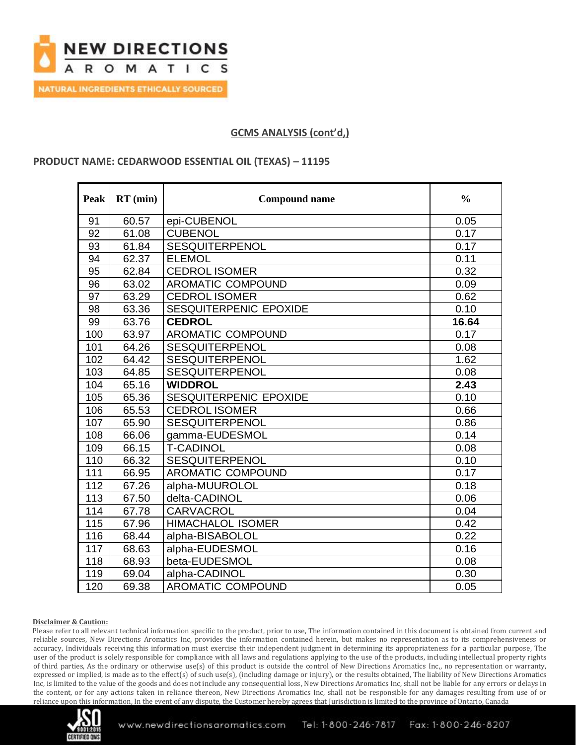## GCMS ANALYSIS (cont'd,)

### PRODUCT NAME: CEDARWOOD ESSENTIAL OIL (TEXAS) – 11195

| Peak | RT (min) | Compound name | % |
|---|---|---|---|
| 91 | 60.57 | epi-CUBENOL | 0.05 |
| 92 | 61.08 | CUBENOL | 0.17 |
| 93 | 61.84 | SESQUITERPENOL | 0.17 |
| 94 | 62.37 | ELEMOL | 0.11 |
| 95 | 62.84 | CEDROL ISOMER | 0.32 |
| 96 | 63.02 | AROMATIC COMPOUND | 0.09 |
| 97 | 63.29 | CEDROL ISOMER | 0.62 |
| 98 | 63.36 | SESQUITERPENIC EPOXIDE | 0.10 |
| 99 | 63.76 | **CEDROL** | **16.64** |
| 100 | 63.97 | AROMATIC COMPOUND | 0.17 |
| 101 | 64.26 | SESQUITERPENOL | 0.08 |
| 102 | 64.42 | SESQUITERPENOL | 1.62 |
| 103 | 64.85 | SESQUITERPENOL | 0.08 |
| 104 | 65.16 | **WIDDROL** | **2.43** |
| 105 | 65.36 | SESQUITERPENIC EPOXIDE | 0.10 |
| 106 | 65.53 | CEDROL ISOMER | 0.66 |
| 107 | 65.90 | SESQUITERPENOL | 0.86 |
| 108 | 66.06 | gamma-EUDESMOL | 0.14 |
| 109 | 66.15 | T-CADINOL | 0.08 |
| 110 | 66.32 | SESQUITERPENOL | 0.10 |
| 111 | 66.95 | AROMATIC COMPOUND | 0.17 |
| 112 | 67.26 | alpha-MUUROLOL | 0.18 |
| 113 | 67.50 | delta-CADINOL | 0.06 |
| 114 | 67.78 | CARVACROL | 0.04 |
| 115 | 67.96 | HIMACHALOL ISOMER | 0.42 |
| 116 | 68.44 | alpha-BISABOLOL | 0.22 |
| 117 | 68.63 | alpha-EUDESMOL | 0.16 |
| 118 | 68.93 | beta-EUDESMOL | 0.08 |
| 119 | 69.04 | alpha-CADINOL | 0.30 |
| 120 | 69.38 | AROMATIC COMPOUND | 0.05 |

**Disclaimer & Caution:**

Please refer to all relevant technical information specific to the product, prior to use, The information contained in this document is obtained from current and reliable sources, New Directions Aromatics Inc, provides the information contained herein, but makes no representation as to its comprehensiveness or accuracy, Individuals receiving this information must exercise their independent judgment in determining its appropriateness for a particular purpose, The user of the product is solely responsible for compliance with all laws and regulations applying to the use of the products, including intellectual property rights of third parties, As the ordinary or otherwise use(s) of this product is outside the control of New Directions Aromatics Inc,, no representation or warranty, expressed or implied, is made as to the effect(s) of such use(s), (including damage or injury), or the results obtained, The liability of New Directions Aromatics Inc, is limited to the value of the goods and does not include any consequential loss, New Directions Aromatics Inc, shall not be liable for any errors or delays in the content, or for any actions taken in reliance thereon, New Directions Aromatics Inc, shall not be responsible for any damages resulting from use of or reliance upon this information, In the event of any dispute, the Customer hereby agrees that Jurisdiction is limited to the province of Ontario, Canada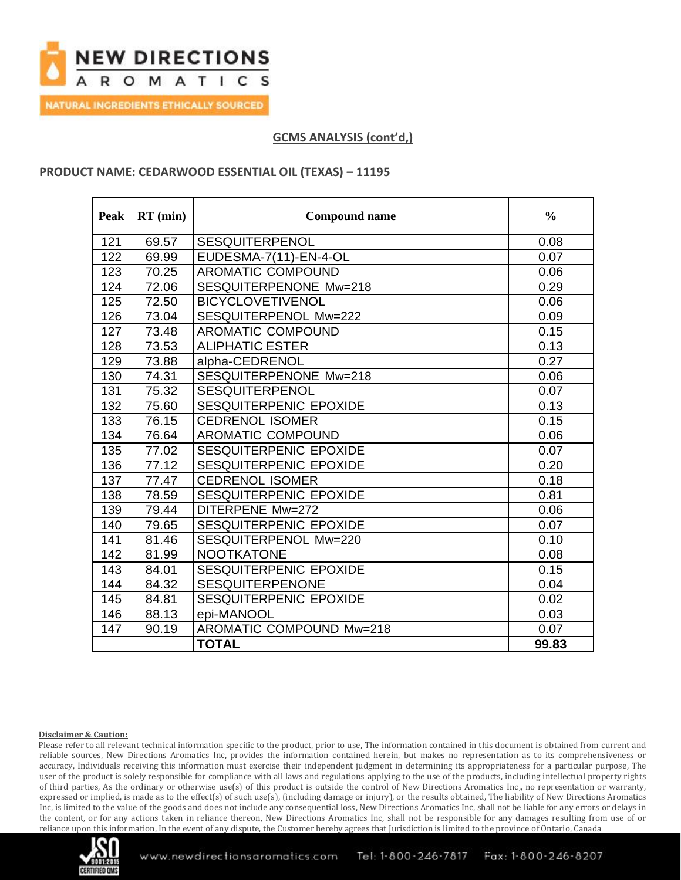## GCMS ANALYSIS (cont'd,)

**PRODUCT NAME: CEDARWOOD ESSENTIAL OIL (TEXAS) – 11195**

| Peak | RT (min) | Compound name | % |
|---|---|---|---|
| 121 | 69.57 | SESQUITERPENOL | 0.08 |
| 122 | 69.99 | EUDESMA-7(11)-EN-4-OL | 0.07 |
| 123 | 70.25 | AROMATIC COMPOUND | 0.06 |
| 124 | 72.06 | SESQUITERPENONE Mw=218 | 0.29 |
| 125 | 72.50 | BICYCLOVETIVENOL | 0.06 |
| 126 | 73.04 | SESQUITERPENOL Mw=222 | 0.09 |
| 127 | 73.48 | AROMATIC COMPOUND | 0.15 |
| 128 | 73.53 | ALIPHATIC ESTER | 0.13 |
| 129 | 73.88 | alpha-CEDRENOL | 0.27 |
| 130 | 74.31 | SESQUITERPENONE Mw=218 | 0.06 |
| 131 | 75.32 | SESQUITERPENOL | 0.07 |
| 132 | 75.60 | SESQUITERPENIC EPOXIDE | 0.13 |
| 133 | 76.15 | CEDRENOL ISOMER | 0.15 |
| 134 | 76.64 | AROMATIC COMPOUND | 0.06 |
| 135 | 77.02 | SESQUITERPENIC EPOXIDE | 0.07 |
| 136 | 77.12 | SESQUITERPENIC EPOXIDE | 0.20 |
| 137 | 77.47 | CEDRENOL ISOMER | 0.18 |
| 138 | 78.59 | SESQUITERPENIC EPOXIDE | 0.81 |
| 139 | 79.44 | DITERPENE Mw=272 | 0.06 |
| 140 | 79.65 | SESQUITERPENIC EPOXIDE | 0.07 |
| 141 | 81.46 | SESQUITERPENOL Mw=220 | 0.10 |
| 142 | 81.99 | NOOTKATONE | 0.08 |
| 143 | 84.01 | SESQUITERPENIC EPOXIDE | 0.15 |
| 144 | 84.32 | SESQUITERPENONE | 0.04 |
| 145 | 84.81 | SESQUITERPENIC EPOXIDE | 0.02 |
| 146 | 88.13 | epi-MANOOL | 0.03 |
| 147 | 90.19 | AROMATIC COMPOUND Mw=218 | 0.07 |
| | | **TOTAL** | **99.83** |

**Disclaimer & Caution:**

Please refer to all relevant technical information specific to the product, prior to use, The information contained in this document is obtained from current and reliable sources, New Directions Aromatics Inc, provides the information contained herein, but makes no representation as to its comprehensiveness or accuracy, Individuals receiving this information must exercise their independent judgment in determining its appropriateness for a particular purpose, The user of the product is solely responsible for compliance with all laws and regulations applying to the use of the products, including intellectual property rights of third parties, As the ordinary or otherwise use(s) of this product is outside the control of New Directions Aromatics Inc,, no representation or warranty, expressed or implied, is made as to the effect(s) of such use(s), (including damage or injury), or the results obtained, The liability of New Directions Aromatics Inc, is limited to the value of the goods and does not include any consequential loss, New Directions Aromatics Inc, shall not be liable for any errors or delays in the content, or for any actions taken in reliance thereon, New Directions Aromatics Inc, shall not be responsible for any damages resulting from use of or reliance upon this information, In the event of any dispute, the Customer hereby agrees that Jurisdiction is limited to the province of Ontario, Canada